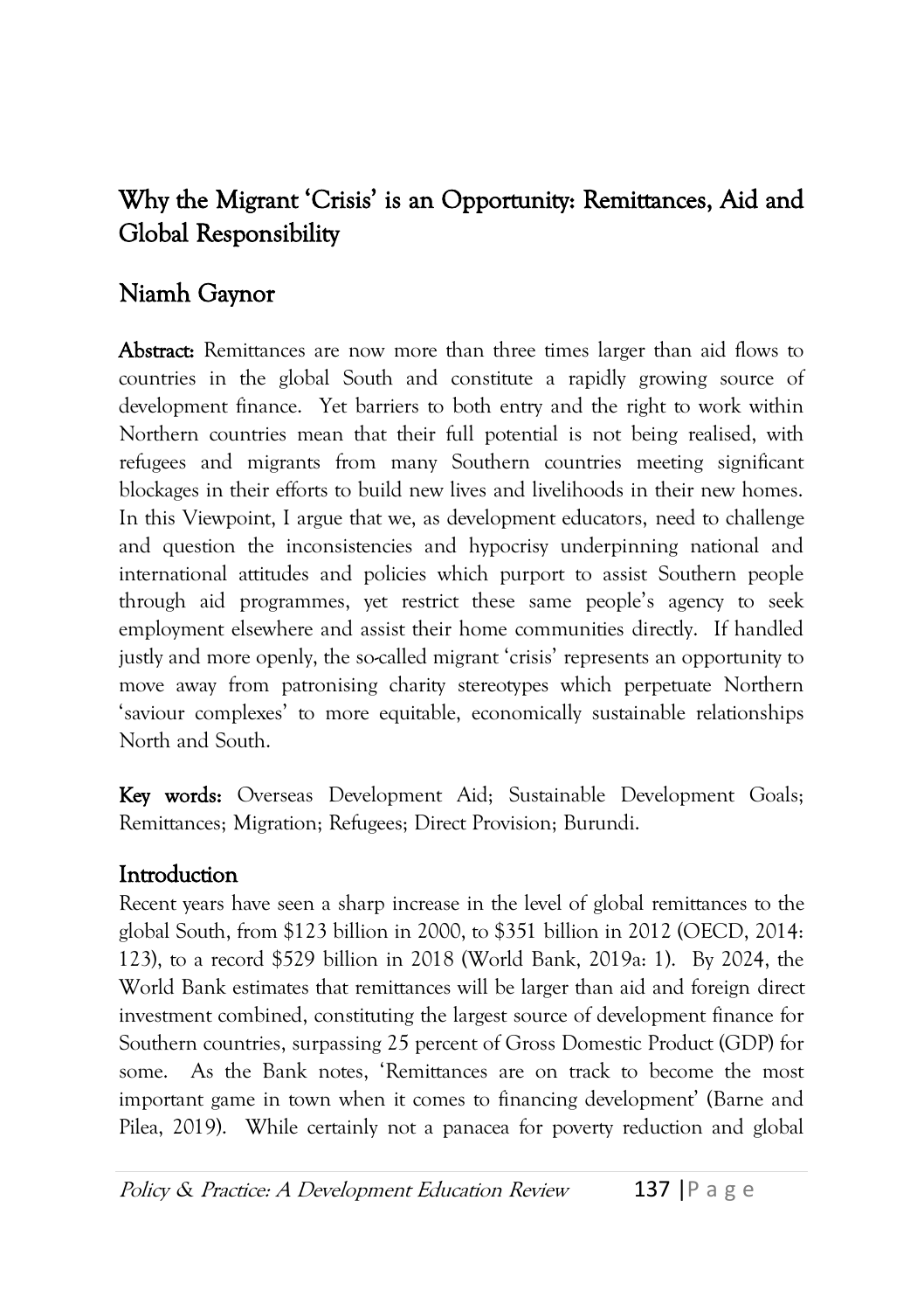# Why the Migrant 'Crisis' is an Opportunity: Remittances, Aid and Global Responsibility

## Niamh Gaynor

**Abstract:** Remittances are now more than three times larger than aid flows to countries in the global South and constitute a rapidly growing source of development finance. Yet barriers to both entry and the right to work within Northern countries mean that their full potential is not being realised, with refugees and migrants from many Southern countries meeting significant blockages in their efforts to build new lives and livelihoods in their new homes. In this Viewpoint, I argue that we, as development educators, need to challenge and question the inconsistencies and hypocrisy underpinning national and international attitudes and policies which purport to assist Southern people through aid programmes, yet restrict these same people's agency to seek employment elsewhere and assist their home communities directly. If handled justly and more openly, the so-called migrant 'crisis' represents an opportunity to move away from patronising charity stereotypes which perpetuate Northern 'saviour complexes' to more equitable, economically sustainable relationships North and South.

**Key words:** Overseas Development Aid; Sustainable Development Goals; Remittances; Migration; Refugees; Direct Provision; Burundi.

## Introduction

Recent years have seen a sharp increase in the level of global remittances to the global South, from $123 billion in 2000, to $351 billion in 2012 (OECD, 2014: 123), to a record $529 billion in 2018 (World Bank, 2019a: 1). By 2024, the World Bank estimates that remittances will be larger than aid and foreign direct investment combined, constituting the largest source of development finance for Southern countries, surpassing 25 percent of Gross Domestic Product (GDP) for some. As the Bank notes, 'Remittances are on track to become the most important game in town when it comes to financing development' (Barne and Pilea, 2019). While certainly not a panacea for poverty reduction and global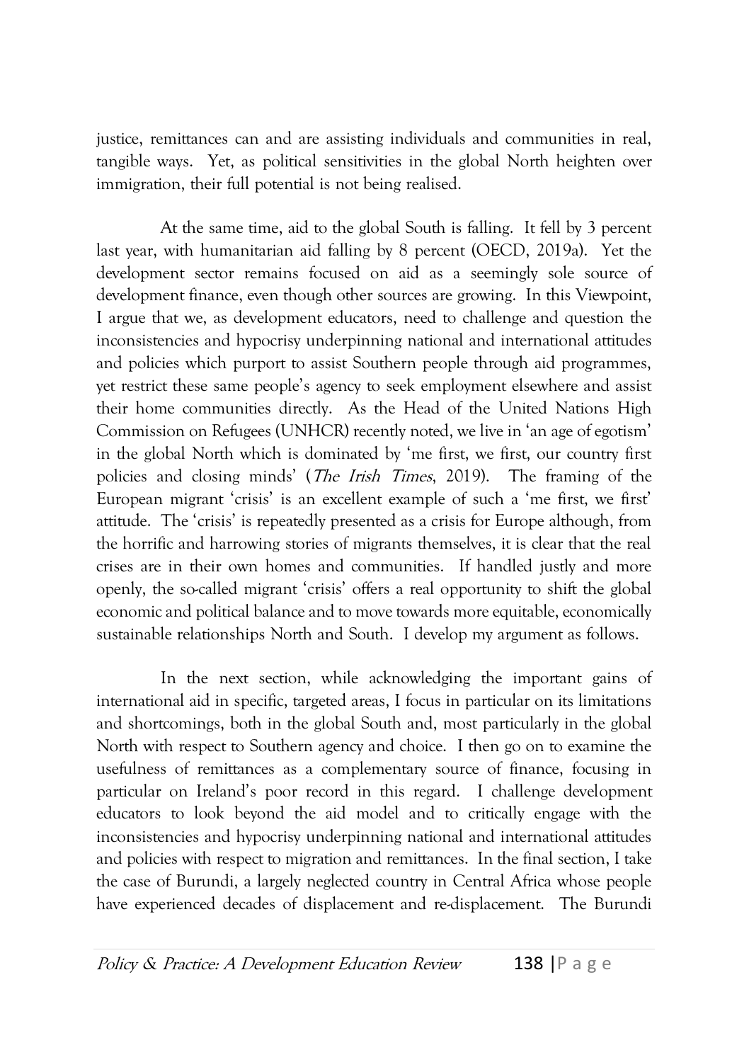justice, remittances can and are assisting individuals and communities in real, tangible ways. Yet, as political sensitivities in the global North heighten over immigration, their full potential is not being realised.

At the same time, aid to the global South is falling. It fell by 3 percent last year, with humanitarian aid falling by 8 percent (OECD, 2019a). Yet the development sector remains focused on aid as a seemingly sole source of development finance, even though other sources are growing. In this Viewpoint, I argue that we, as development educators, need to challenge and question the inconsistencies and hypocrisy underpinning national and international attitudes and policies which purport to assist Southern people through aid programmes, yet restrict these same people's agency to seek employment elsewhere and assist their home communities directly. As the Head of the United Nations High Commission on Refugees (UNHCR) recently noted, we live in 'an age of egotism' in the global North which is dominated by 'me first, we first, our country first policies and closing minds' (*The Irish Times*, 2019). The framing of the European migrant 'crisis' is an excellent example of such a 'me first, we first' attitude. The 'crisis' is repeatedly presented as a crisis for Europe although, from the horrific and harrowing stories of migrants themselves, it is clear that the real crises are in their own homes and communities. If handled justly and more openly, the so-called migrant 'crisis' offers a real opportunity to shift the global economic and political balance and to move towards more equitable, economically sustainable relationships North and South. I develop my argument as follows.

In the next section, while acknowledging the important gains of international aid in specific, targeted areas, I focus in particular on its limitations and shortcomings, both in the global South and, most particularly in the global North with respect to Southern agency and choice. I then go on to examine the usefulness of remittances as a complementary source of finance, focusing in particular on Ireland's poor record in this regard. I challenge development educators to look beyond the aid model and to critically engage with the inconsistencies and hypocrisy underpinning national and international attitudes and policies with respect to migration and remittances. In the final section, I take the case of Burundi, a largely neglected country in Central Africa whose people have experienced decades of displacement and re-displacement. The Burundi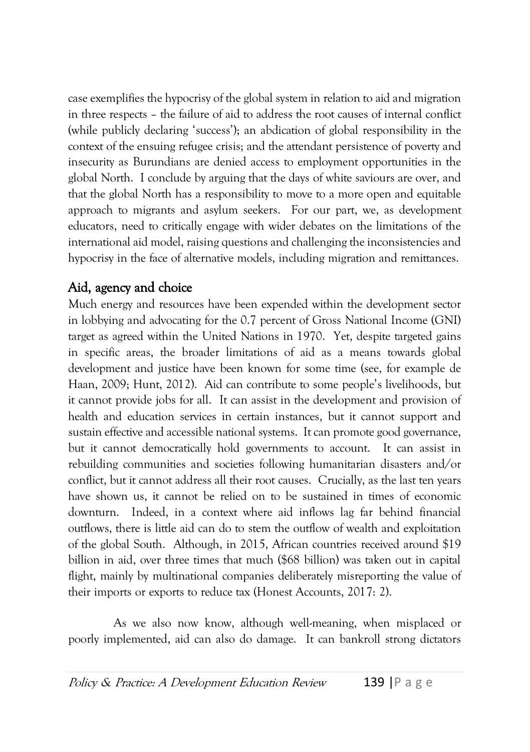case exemplifies the hypocrisy of the global system in relation to aid and migration in three respects – the failure of aid to address the root causes of internal conflict (while publicly declaring 'success'); an abdication of global responsibility in the context of the ensuing refugee crisis; and the attendant persistence of poverty and insecurity as Burundians are denied access to employment opportunities in the global North. I conclude by arguing that the days of white saviours are over, and that the global North has a responsibility to move to a more open and equitable approach to migrants and asylum seekers. For our part, we, as development educators, need to critically engage with wider debates on the limitations of the international aid model, raising questions and challenging the inconsistencies and hypocrisy in the face of alternative models, including migration and remittances.

## Aid, agency and choice

Much energy and resources have been expended within the development sector in lobbying and advocating for the 0.7 percent of Gross National Income (GNI) target as agreed within the United Nations in 1970. Yet, despite targeted gains in specific areas, the broader limitations of aid as a means towards global development and justice have been known for some time (see, for example de Haan, 2009; Hunt, 2012). Aid can contribute to some people's livelihoods, but it cannot provide jobs for all. It can assist in the development and provision of health and education services in certain instances, but it cannot support and sustain effective and accessible national systems. It can promote good governance, but it cannot democratically hold governments to account. It can assist in rebuilding communities and societies following humanitarian disasters and/or conflict, but it cannot address all their root causes. Crucially, as the last ten years have shown us, it cannot be relied on to be sustained in times of economic downturn. Indeed, in a context where aid inflows lag far behind financial outflows, there is little aid can do to stem the outflow of wealth and exploitation of the global South. Although, in 2015, African countries received around $19 billion in aid, over three times that much ($68 billion) was taken out in capital flight, mainly by multinational companies deliberately misreporting the value of their imports or exports to reduce tax (Honest Accounts, 2017: 2).

As we also now know, although well-meaning, when misplaced or poorly implemented, aid can also do damage. It can bankroll strong dictators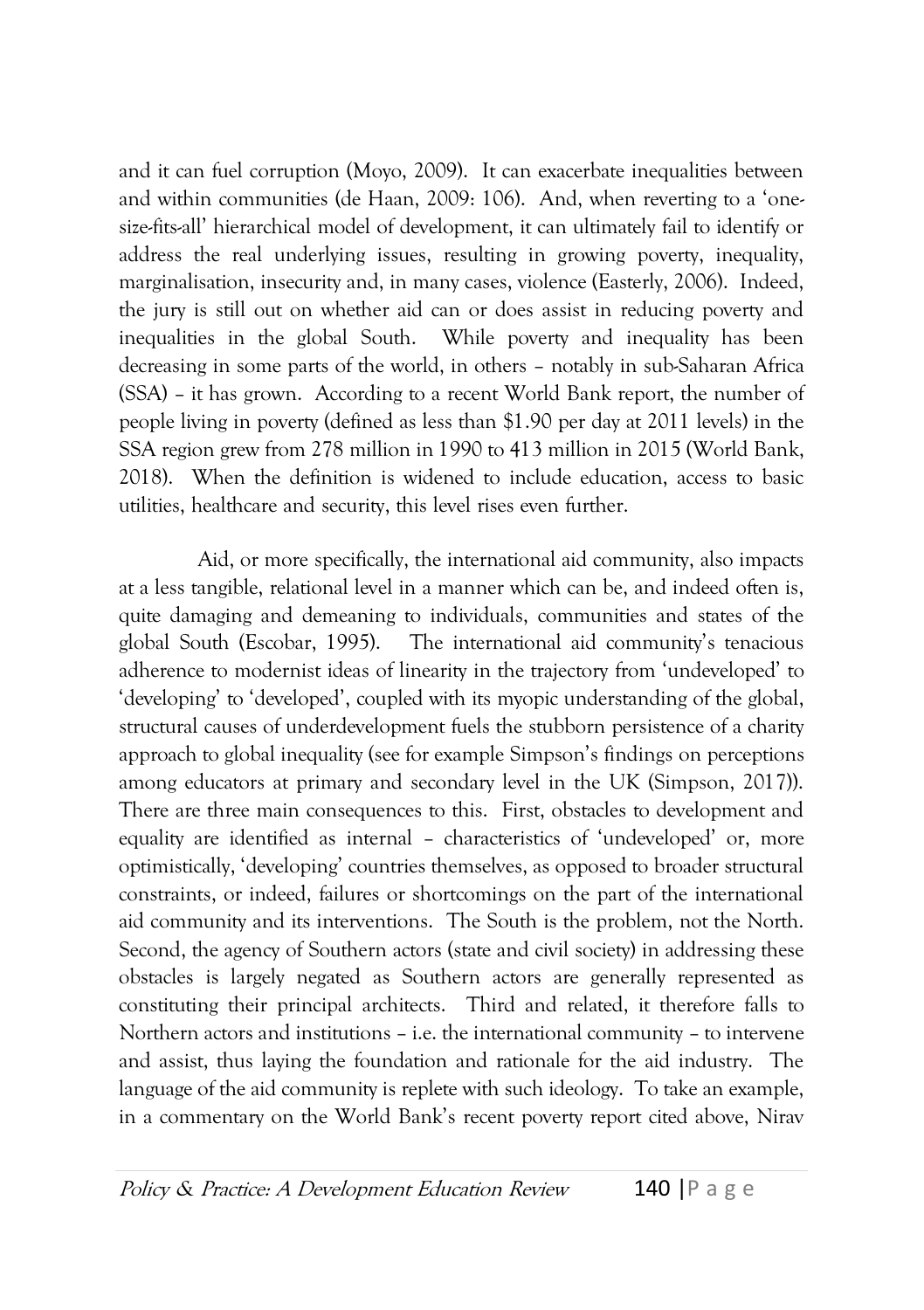and it can fuel corruption (Moyo, 2009). It can exacerbate inequalities between and within communities (de Haan, 2009: 106). And, when reverting to a 'one-size-fits-all' hierarchical model of development, it can ultimately fail to identify or address the real underlying issues, resulting in growing poverty, inequality, marginalisation, insecurity and, in many cases, violence (Easterly, 2006). Indeed, the jury is still out on whether aid can or does assist in reducing poverty and inequalities in the global South. While poverty and inequality has been decreasing in some parts of the world, in others – notably in sub-Saharan Africa (SSA) – it has grown. According to a recent World Bank report, the number of people living in poverty (defined as less than $1.90 per day at 2011 levels) in the SSA region grew from 278 million in 1990 to 413 million in 2015 (World Bank, 2018). When the definition is widened to include education, access to basic utilities, healthcare and security, this level rises even further.

Aid, or more specifically, the international aid community, also impacts at a less tangible, relational level in a manner which can be, and indeed often is, quite damaging and demeaning to individuals, communities and states of the global South (Escobar, 1995). The international aid community's tenacious adherence to modernist ideas of linearity in the trajectory from 'undeveloped' to 'developing' to 'developed', coupled with its myopic understanding of the global, structural causes of underdevelopment fuels the stubborn persistence of a charity approach to global inequality (see for example Simpson's findings on perceptions among educators at primary and secondary level in the UK (Simpson, 2017)). There are three main consequences to this. First, obstacles to development and equality are identified as internal – characteristics of 'undeveloped' or, more optimistically, 'developing' countries themselves, as opposed to broader structural constraints, or indeed, failures or shortcomings on the part of the international aid community and its interventions. The South is the problem, not the North. Second, the agency of Southern actors (state and civil society) in addressing these obstacles is largely negated as Southern actors are generally represented as constituting their principal architects. Third and related, it therefore falls to Northern actors and institutions – i.e. the international community – to intervene and assist, thus laying the foundation and rationale for the aid industry. The language of the aid community is replete with such ideology. To take an example, in a commentary on the World Bank's recent poverty report cited above, Nirav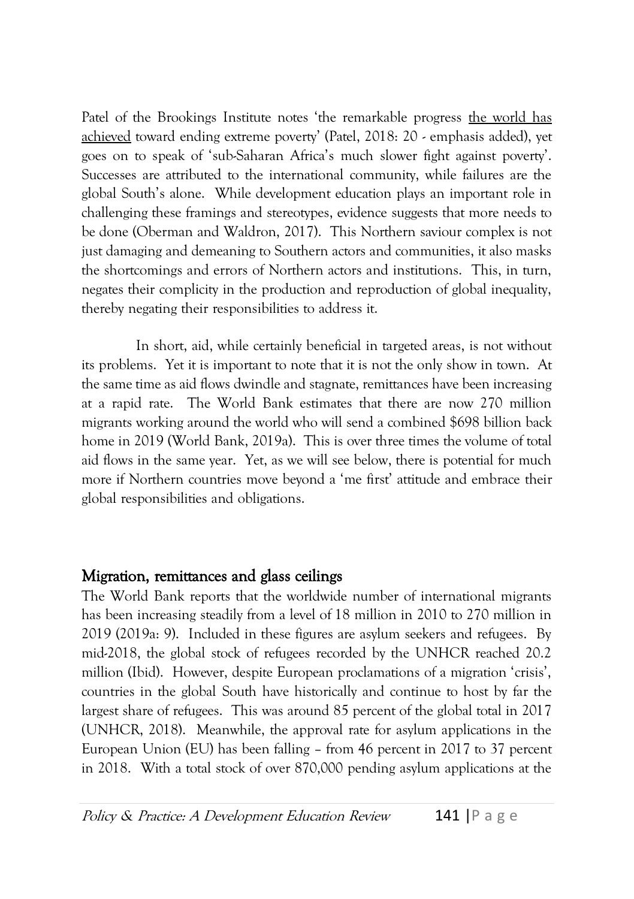Patel of the Brookings Institute notes 'the remarkable progress <u>the world has achieved</u> toward ending extreme poverty' (Patel, 2018: 20 - emphasis added), yet goes on to speak of 'sub-Saharan Africa's much slower fight against poverty'. Successes are attributed to the international community, while failures are the global South's alone. While development education plays an important role in challenging these framings and stereotypes, evidence suggests that more needs to be done (Oberman and Waldron, 2017). This Northern saviour complex is not just damaging and demeaning to Southern actors and communities, it also masks the shortcomings and errors of Northern actors and institutions. This, in turn, negates their complicity in the production and reproduction of global inequality, thereby negating their responsibilities to address it.

In short, aid, while certainly beneficial in targeted areas, is not without its problems. Yet it is important to note that it is not the only show in town. At the same time as aid flows dwindle and stagnate, remittances have been increasing at a rapid rate. The World Bank estimates that there are now 270 million migrants working around the world who will send a combined $698 billion back home in 2019 (World Bank, 2019a). This is over three times the volume of total aid flows in the same year. Yet, as we will see below, there is potential for much more if Northern countries move beyond a 'me first' attitude and embrace their global responsibilities and obligations.

## Migration, remittances and glass ceilings

The World Bank reports that the worldwide number of international migrants has been increasing steadily from a level of 18 million in 2010 to 270 million in 2019 (2019a: 9). Included in these figures are asylum seekers and refugees. By mid-2018, the global stock of refugees recorded by the UNHCR reached 20.2 million (Ibid). However, despite European proclamations of a migration 'crisis', countries in the global South have historically and continue to host by far the largest share of refugees. This was around 85 percent of the global total in 2017 (UNHCR, 2018). Meanwhile, the approval rate for asylum applications in the European Union (EU) has been falling – from 46 percent in 2017 to 37 percent in 2018. With a total stock of over 870,000 pending asylum applications at the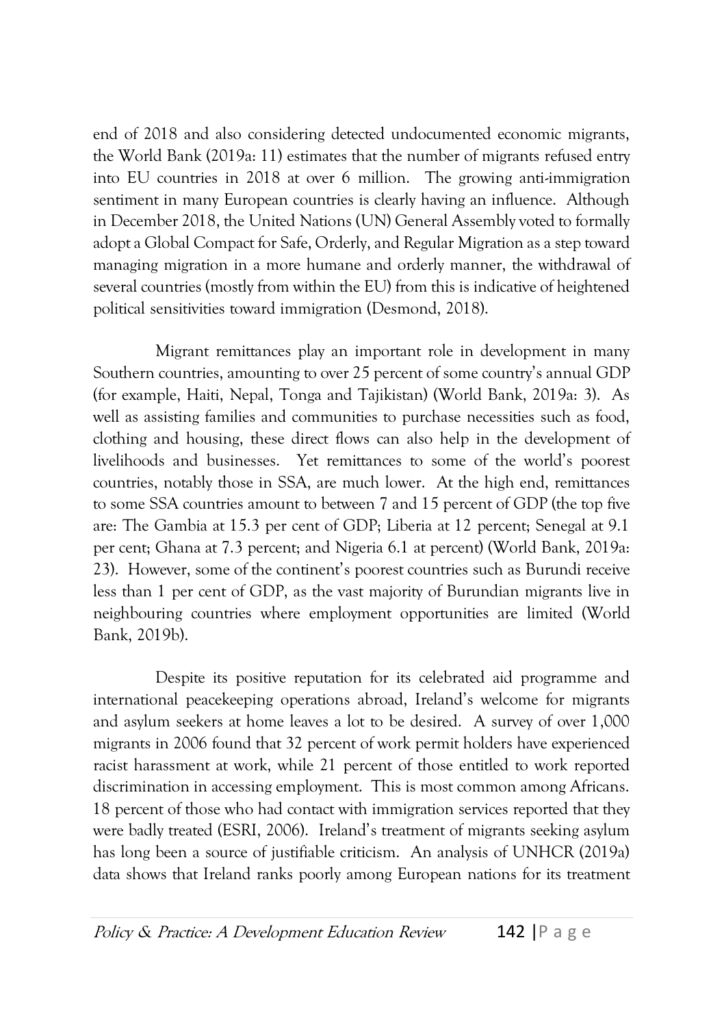end of 2018 and also considering detected undocumented economic migrants, the World Bank (2019a: 11) estimates that the number of migrants refused entry into EU countries in 2018 at over 6 million. The growing anti-immigration sentiment in many European countries is clearly having an influence. Although in December 2018, the United Nations (UN) General Assembly voted to formally adopt a Global Compact for Safe, Orderly, and Regular Migration as a step toward managing migration in a more humane and orderly manner, the withdrawal of several countries (mostly from within the EU) from this is indicative of heightened political sensitivities toward immigration (Desmond, 2018).

Migrant remittances play an important role in development in many Southern countries, amounting to over 25 percent of some country's annual GDP (for example, Haiti, Nepal, Tonga and Tajikistan) (World Bank, 2019a: 3). As well as assisting families and communities to purchase necessities such as food, clothing and housing, these direct flows can also help in the development of livelihoods and businesses. Yet remittances to some of the world's poorest countries, notably those in SSA, are much lower. At the high end, remittances to some SSA countries amount to between 7 and 15 percent of GDP (the top five are: The Gambia at 15.3 per cent of GDP; Liberia at 12 percent; Senegal at 9.1 per cent; Ghana at 7.3 percent; and Nigeria 6.1 at percent) (World Bank, 2019a: 23). However, some of the continent's poorest countries such as Burundi receive less than 1 per cent of GDP, as the vast majority of Burundian migrants live in neighbouring countries where employment opportunities are limited (World Bank, 2019b).

Despite its positive reputation for its celebrated aid programme and international peacekeeping operations abroad, Ireland's welcome for migrants and asylum seekers at home leaves a lot to be desired. A survey of over 1,000 migrants in 2006 found that 32 percent of work permit holders have experienced racist harassment at work, while 21 percent of those entitled to work reported discrimination in accessing employment. This is most common among Africans. 18 percent of those who had contact with immigration services reported that they were badly treated (ESRI, 2006). Ireland's treatment of migrants seeking asylum has long been a source of justifiable criticism. An analysis of UNHCR (2019a) data shows that Ireland ranks poorly among European nations for its treatment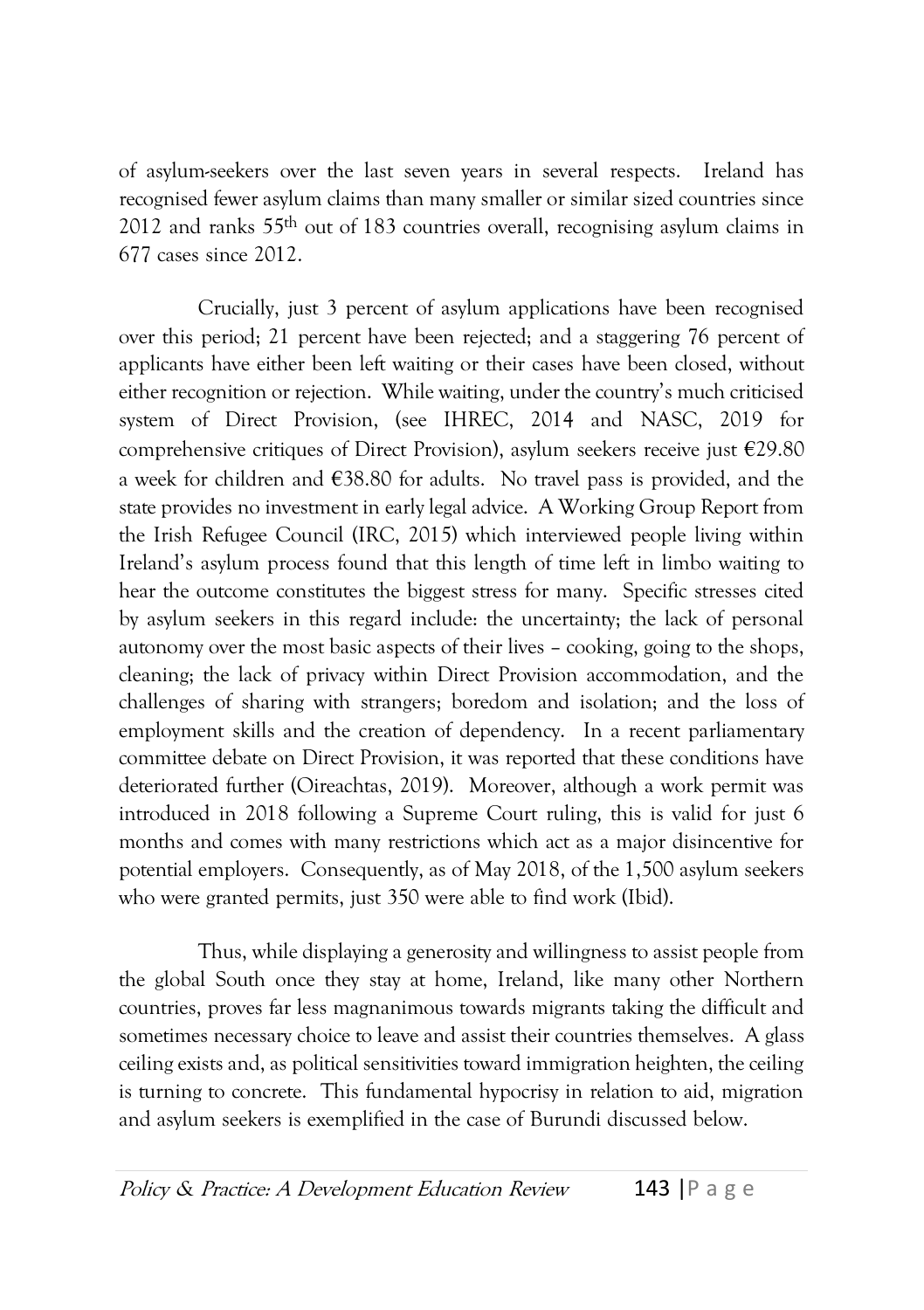of asylum-seekers over the last seven years in several respects. Ireland has recognised fewer asylum claims than many smaller or similar sized countries since 2012 and ranks 55th out of 183 countries overall, recognising asylum claims in 677 cases since 2012.

Crucially, just 3 percent of asylum applications have been recognised over this period; 21 percent have been rejected; and a staggering 76 percent of applicants have either been left waiting or their cases have been closed, without either recognition or rejection. While waiting, under the country's much criticised system of Direct Provision, (see IHREC, 2014 and NASC, 2019 for comprehensive critiques of Direct Provision), asylum seekers receive just €29.80 a week for children and €38.80 for adults. No travel pass is provided, and the state provides no investment in early legal advice. A Working Group Report from the Irish Refugee Council (IRC, 2015) which interviewed people living within Ireland's asylum process found that this length of time left in limbo waiting to hear the outcome constitutes the biggest stress for many. Specific stresses cited by asylum seekers in this regard include: the uncertainty; the lack of personal autonomy over the most basic aspects of their lives – cooking, going to the shops, cleaning; the lack of privacy within Direct Provision accommodation, and the challenges of sharing with strangers; boredom and isolation; and the loss of employment skills and the creation of dependency. In a recent parliamentary committee debate on Direct Provision, it was reported that these conditions have deteriorated further (Oireachtas, 2019). Moreover, although a work permit was introduced in 2018 following a Supreme Court ruling, this is valid for just 6 months and comes with many restrictions which act as a major disincentive for potential employers. Consequently, as of May 2018, of the 1,500 asylum seekers who were granted permits, just 350 were able to find work (Ibid).

Thus, while displaying a generosity and willingness to assist people from the global South once they stay at home, Ireland, like many other Northern countries, proves far less magnanimous towards migrants taking the difficult and sometimes necessary choice to leave and assist their countries themselves. A glass ceiling exists and, as political sensitivities toward immigration heighten, the ceiling is turning to concrete. This fundamental hypocrisy in relation to aid, migration and asylum seekers is exemplified in the case of Burundi discussed below.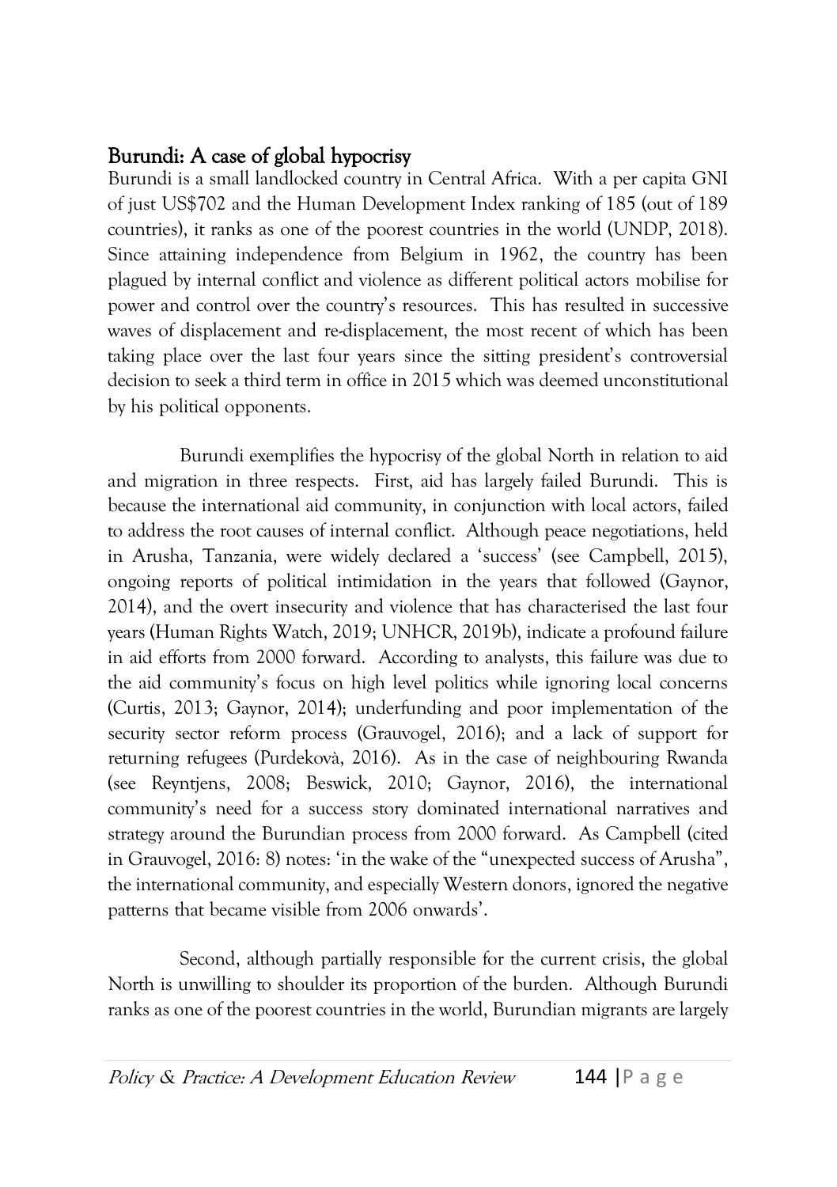## Burundi: A case of global hypocrisy

Burundi is a small landlocked country in Central Africa. With a per capita GNI of just US$702 and the Human Development Index ranking of 185 (out of 189 countries), it ranks as one of the poorest countries in the world (UNDP, 2018). Since attaining independence from Belgium in 1962, the country has been plagued by internal conflict and violence as different political actors mobilise for power and control over the country's resources. This has resulted in successive waves of displacement and re-displacement, the most recent of which has been taking place over the last four years since the sitting president's controversial decision to seek a third term in office in 2015 which was deemed unconstitutional by his political opponents.

Burundi exemplifies the hypocrisy of the global North in relation to aid and migration in three respects. First, aid has largely failed Burundi. This is because the international aid community, in conjunction with local actors, failed to address the root causes of internal conflict. Although peace negotiations, held in Arusha, Tanzania, were widely declared a 'success' (see Campbell, 2015), ongoing reports of political intimidation in the years that followed (Gaynor, 2014), and the overt insecurity and violence that has characterised the last four years (Human Rights Watch, 2019; UNHCR, 2019b), indicate a profound failure in aid efforts from 2000 forward. According to analysts, this failure was due to the aid community's focus on high level politics while ignoring local concerns (Curtis, 2013; Gaynor, 2014); underfunding and poor implementation of the security sector reform process (Grauvogel, 2016); and a lack of support for returning refugees (Purdekovà, 2016). As in the case of neighbouring Rwanda (see Reyntjens, 2008; Beswick, 2010; Gaynor, 2016), the international community's need for a success story dominated international narratives and strategy around the Burundian process from 2000 forward. As Campbell (cited in Grauvogel, 2016: 8) notes: 'in the wake of the "unexpected success of Arusha", the international community, and especially Western donors, ignored the negative patterns that became visible from 2006 onwards'.

Second, although partially responsible for the current crisis, the global North is unwilling to shoulder its proportion of the burden. Although Burundi ranks as one of the poorest countries in the world, Burundian migrants are largely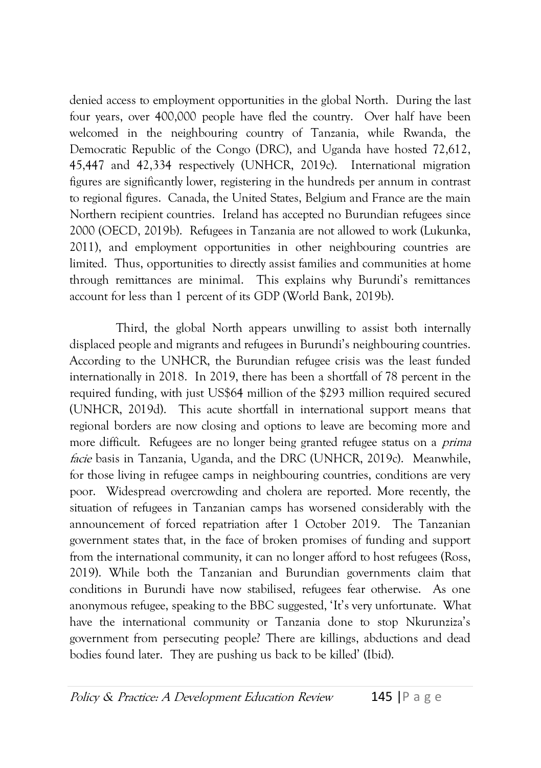denied access to employment opportunities in the global North. During the last four years, over 400,000 people have fled the country. Over half have been welcomed in the neighbouring country of Tanzania, while Rwanda, the Democratic Republic of the Congo (DRC), and Uganda have hosted 72,612, 45,447 and 42,334 respectively (UNHCR, 2019c). International migration figures are significantly lower, registering in the hundreds per annum in contrast to regional figures. Canada, the United States, Belgium and France are the main Northern recipient countries. Ireland has accepted no Burundian refugees since 2000 (OECD, 2019b). Refugees in Tanzania are not allowed to work (Lukunka, 2011), and employment opportunities in other neighbouring countries are limited. Thus, opportunities to directly assist families and communities at home through remittances are minimal. This explains why Burundi's remittances account for less than 1 percent of its GDP (World Bank, 2019b).

Third, the global North appears unwilling to assist both internally displaced people and migrants and refugees in Burundi's neighbouring countries. According to the UNHCR, the Burundian refugee crisis was the least funded internationally in 2018. In 2019, there has been a shortfall of 78 percent in the required funding, with just US$64 million of the $293 million required secured (UNHCR, 2019d). This acute shortfall in international support means that regional borders are now closing and options to leave are becoming more and more difficult. Refugees are no longer being granted refugee status on a *prima facie* basis in Tanzania, Uganda, and the DRC (UNHCR, 2019c). Meanwhile, for those living in refugee camps in neighbouring countries, conditions are very poor. Widespread overcrowding and cholera are reported. More recently, the situation of refugees in Tanzanian camps has worsened considerably with the announcement of forced repatriation after 1 October 2019. The Tanzanian government states that, in the face of broken promises of funding and support from the international community, it can no longer afford to host refugees (Ross, 2019). While both the Tanzanian and Burundian governments claim that conditions in Burundi have now stabilised, refugees fear otherwise. As one anonymous refugee, speaking to the BBC suggested, 'It's very unfortunate. What have the international community or Tanzania done to stop Nkurunziza's government from persecuting people? There are killings, abductions and dead bodies found later. They are pushing us back to be killed' (Ibid).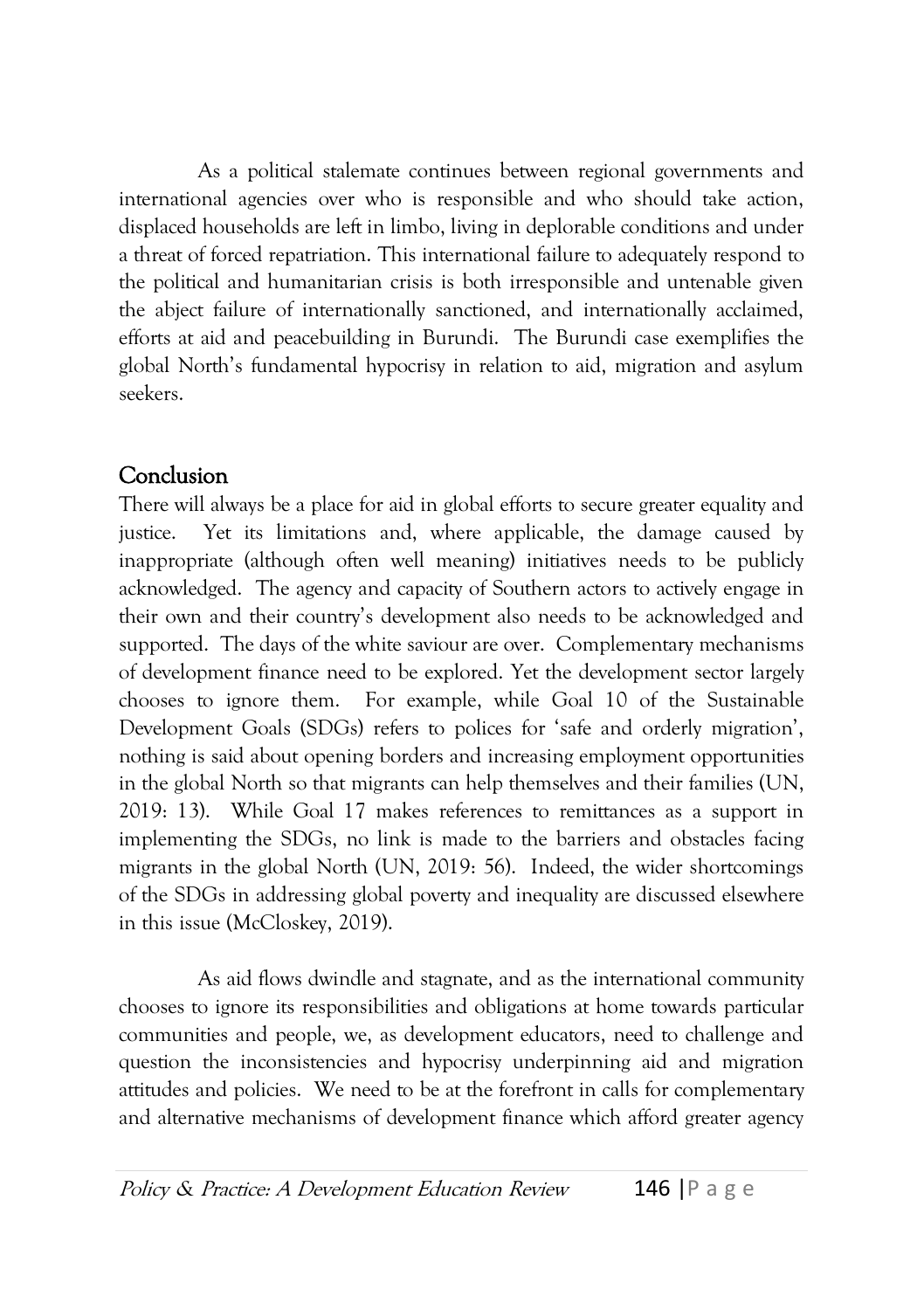As a political stalemate continues between regional governments and international agencies over who is responsible and who should take action, displaced households are left in limbo, living in deplorable conditions and under a threat of forced repatriation. This international failure to adequately respond to the political and humanitarian crisis is both irresponsible and untenable given the abject failure of internationally sanctioned, and internationally acclaimed, efforts at aid and peacebuilding in Burundi. The Burundi case exemplifies the global North's fundamental hypocrisy in relation to aid, migration and asylum seekers.

## Conclusion

There will always be a place for aid in global efforts to secure greater equality and justice. Yet its limitations and, where applicable, the damage caused by inappropriate (although often well meaning) initiatives needs to be publicly acknowledged. The agency and capacity of Southern actors to actively engage in their own and their country's development also needs to be acknowledged and supported. The days of the white saviour are over. Complementary mechanisms of development finance need to be explored. Yet the development sector largely chooses to ignore them. For example, while Goal 10 of the Sustainable Development Goals (SDGs) refers to polices for 'safe and orderly migration', nothing is said about opening borders and increasing employment opportunities in the global North so that migrants can help themselves and their families (UN, 2019: 13). While Goal 17 makes references to remittances as a support in implementing the SDGs, no link is made to the barriers and obstacles facing migrants in the global North (UN, 2019: 56). Indeed, the wider shortcomings of the SDGs in addressing global poverty and inequality are discussed elsewhere in this issue (McCloskey, 2019).

As aid flows dwindle and stagnate, and as the international community chooses to ignore its responsibilities and obligations at home towards particular communities and people, we, as development educators, need to challenge and question the inconsistencies and hypocrisy underpinning aid and migration attitudes and policies. We need to be at the forefront in calls for complementary and alternative mechanisms of development finance which afford greater agency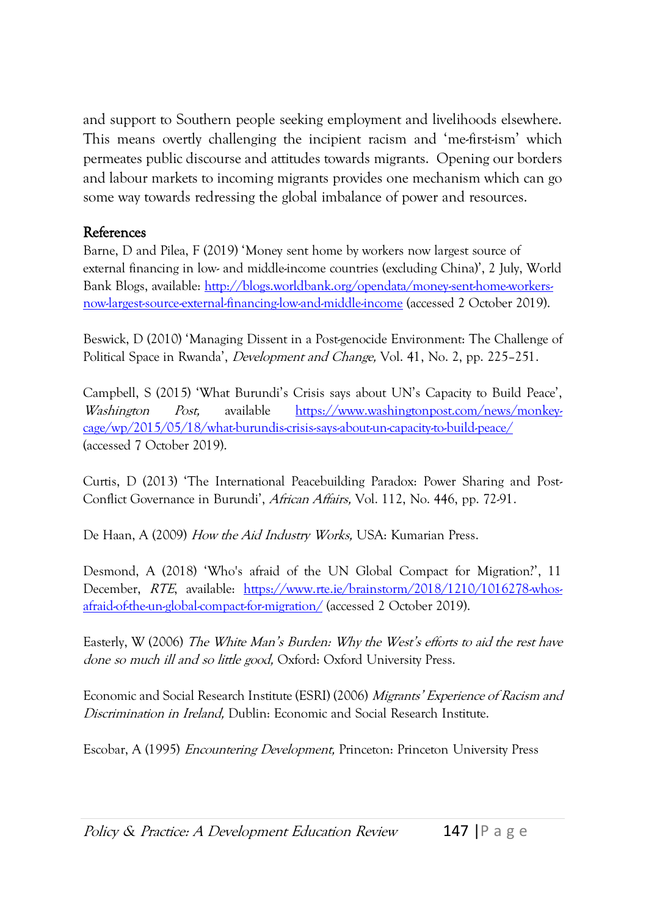and support to Southern people seeking employment and livelihoods elsewhere. This means overtly challenging the incipient racism and 'me-first-ism' which permeates public discourse and attitudes towards migrants. Opening our borders and labour markets to incoming migrants provides one mechanism which can go some way towards redressing the global imbalance of power and resources.

## References

Barne, D and Pilea, F (2019) 'Money sent home by workers now largest source of external financing in low- and middle-income countries (excluding China)', 2 July, World Bank Blogs, available: http://blogs.worldbank.org/opendata/money-sent-home-workers-now-largest-source-external-financing-low-and-middle-income (accessed 2 October 2019).

Beswick, D (2010) 'Managing Dissent in a Post-genocide Environment: The Challenge of Political Space in Rwanda', *Development and Change,* Vol. 41, No. 2, pp. 225–251.

Campbell, S (2015) 'What Burundi's Crisis says about UN's Capacity to Build Peace', *Washington Post,* available https://www.washingtonpost.com/news/monkey-cage/wp/2015/05/18/what-burundis-crisis-says-about-un-capacity-to-build-peace/ (accessed 7 October 2019).

Curtis, D (2013) 'The International Peacebuilding Paradox: Power Sharing and Post-Conflict Governance in Burundi', *African Affairs,* Vol. 112, No. 446, pp. 72-91.

De Haan, A (2009) *How the Aid Industry Works,* USA: Kumarian Press.

Desmond, A (2018) 'Who's afraid of the UN Global Compact for Migration?', 11 December, *RTE*, available: https://www.rte.ie/brainstorm/2018/1210/1016278-whos-afraid-of-the-un-global-compact-for-migration/ (accessed 2 October 2019).

Easterly, W (2006) *The White Man's Burden: Why the West's efforts to aid the rest have done so much ill and so little good,* Oxford: Oxford University Press.

Economic and Social Research Institute (ESRI) (2006) *Migrants' Experience of Racism and Discrimination in Ireland,* Dublin: Economic and Social Research Institute.

Escobar, A (1995) *Encountering Development,* Princeton: Princeton University Press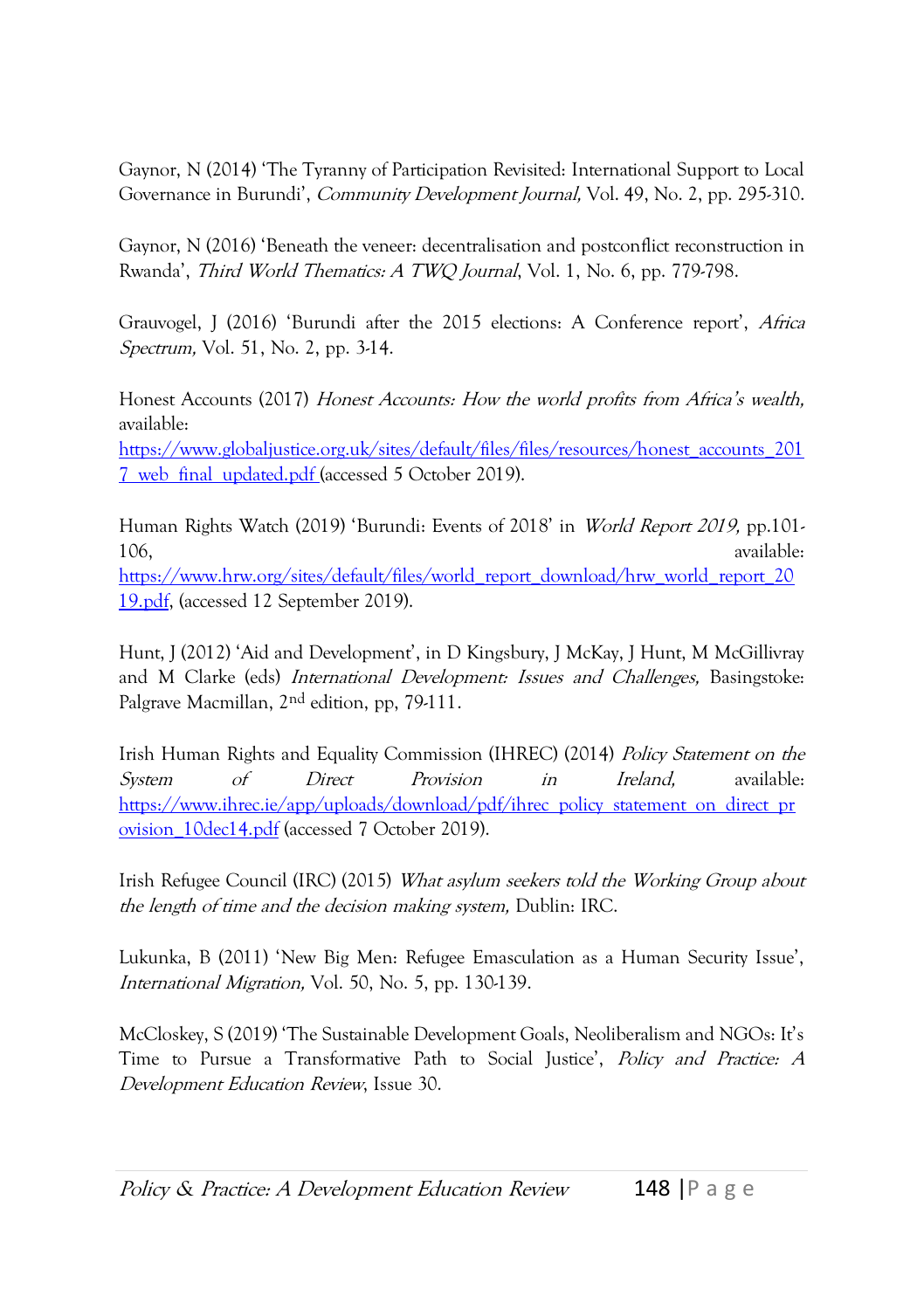Gaynor, N (2014) 'The Tyranny of Participation Revisited: International Support to Local Governance in Burundi', *Community Development Journal,* Vol. 49, No. 2, pp. 295-310.

Gaynor, N (2016) 'Beneath the veneer: decentralisation and postconflict reconstruction in Rwanda', *Third World Thematics: A TWQ Journal*, Vol. 1, No. 6, pp. 779-798.

Grauvogel, J (2016) 'Burundi after the 2015 elections: A Conference report', *Africa Spectrum,* Vol. 51, No. 2, pp. 3-14.

Honest Accounts (2017) *Honest Accounts: How the world profits from Africa's wealth,* available: https://www.globaljustice.org.uk/sites/default/files/files/resources/honest_accounts_2017_web_final_updated.pdf (accessed 5 October 2019).

Human Rights Watch (2019) 'Burundi: Events of 2018' in *World Report 2019,* pp.101-106, available: https://www.hrw.org/sites/default/files/world_report_download/hrw_world_report_2019.pdf, (accessed 12 September 2019).

Hunt, J (2012) 'Aid and Development', in D Kingsbury, J McKay, J Hunt, M McGillivray and M Clarke (eds) *International Development: Issues and Challenges,* Basingstoke: Palgrave Macmillan, 2nd edition, pp, 79-111.

Irish Human Rights and Equality Commission (IHREC) (2014) *Policy Statement on the System of Direct Provision in Ireland,* available: https://www.ihrec.ie/app/uploads/download/pdf/ihrec_policy_statement_on_direct_provision_10dec14.pdf (accessed 7 October 2019).

Irish Refugee Council (IRC) (2015) *What asylum seekers told the Working Group about the length of time and the decision making system,* Dublin: IRC.

Lukunka, B (2011) 'New Big Men: Refugee Emasculation as a Human Security Issue', *International Migration,* Vol. 50, No. 5, pp. 130-139.

McCloskey, S (2019) 'The Sustainable Development Goals, Neoliberalism and NGOs: It's Time to Pursue a Transformative Path to Social Justice', *Policy and Practice: A Development Education Review*, Issue 30.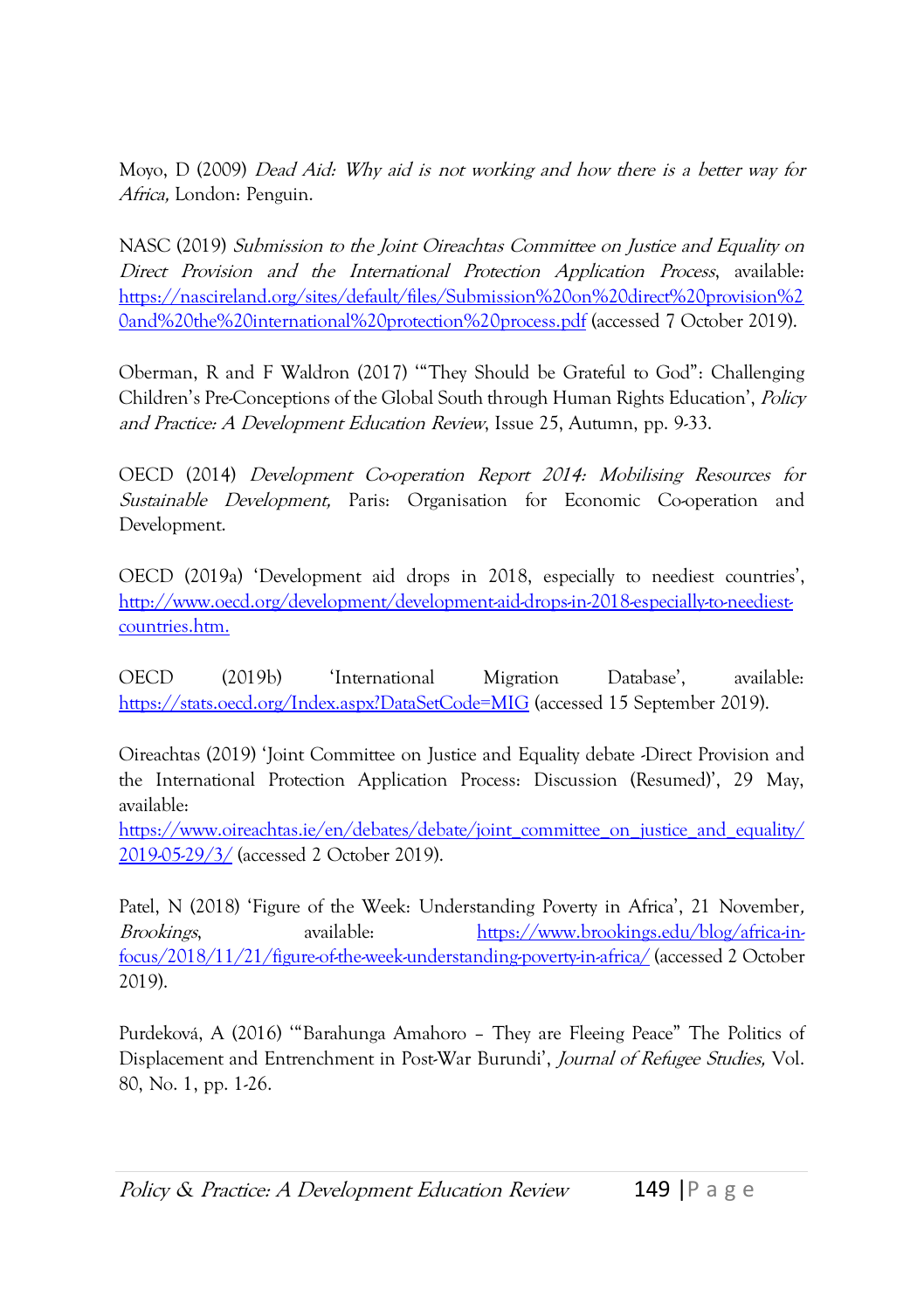Moyo, D (2009) *Dead Aid: Why aid is not working and how there is a better way for Africa,* London: Penguin.

NASC (2019) *Submission to the Joint Oireachtas Committee on Justice and Equality on Direct Provision and the International Protection Application Process*, available: https://nascireland.org/sites/default/files/Submission%20on%20direct%20provision%20and%20the%20international%20protection%20process.pdf (accessed 7 October 2019).

Oberman, R and F Waldron (2017) '"They Should be Grateful to God": Challenging Children's Pre-Conceptions of the Global South through Human Rights Education', *Policy and Practice: A Development Education Review*, Issue 25, Autumn, pp. 9-33.

OECD (2014) *Development Co-operation Report 2014: Mobilising Resources for Sustainable Development,* Paris: Organisation for Economic Co-operation and Development.

OECD (2019a) 'Development aid drops in 2018, especially to neediest countries', http://www.oecd.org/development/development-aid-drops-in-2018-especially-to-neediest-countries.htm.

OECD (2019b) 'International Migration Database', available: https://stats.oecd.org/Index.aspx?DataSetCode=MIG (accessed 15 September 2019).

Oireachtas (2019) 'Joint Committee on Justice and Equality debate -Direct Provision and the International Protection Application Process: Discussion (Resumed)', 29 May, available: https://www.oireachtas.ie/en/debates/debate/joint_committee_on_justice_and_equality/2019-05-29/3/ (accessed 2 October 2019).

Patel, N (2018) 'Figure of the Week: Understanding Poverty in Africa', 21 November, *Brookings*, available: https://www.brookings.edu/blog/africa-in-focus/2018/11/21/figure-of-the-week-understanding-poverty-in-africa/ (accessed 2 October 2019).

Purdeková, A (2016) '"Barahunga Amahoro – They are Fleeing Peace" The Politics of Displacement and Entrenchment in Post-War Burundi', *Journal of Refugee Studies,* Vol. 80, No. 1, pp. 1-26.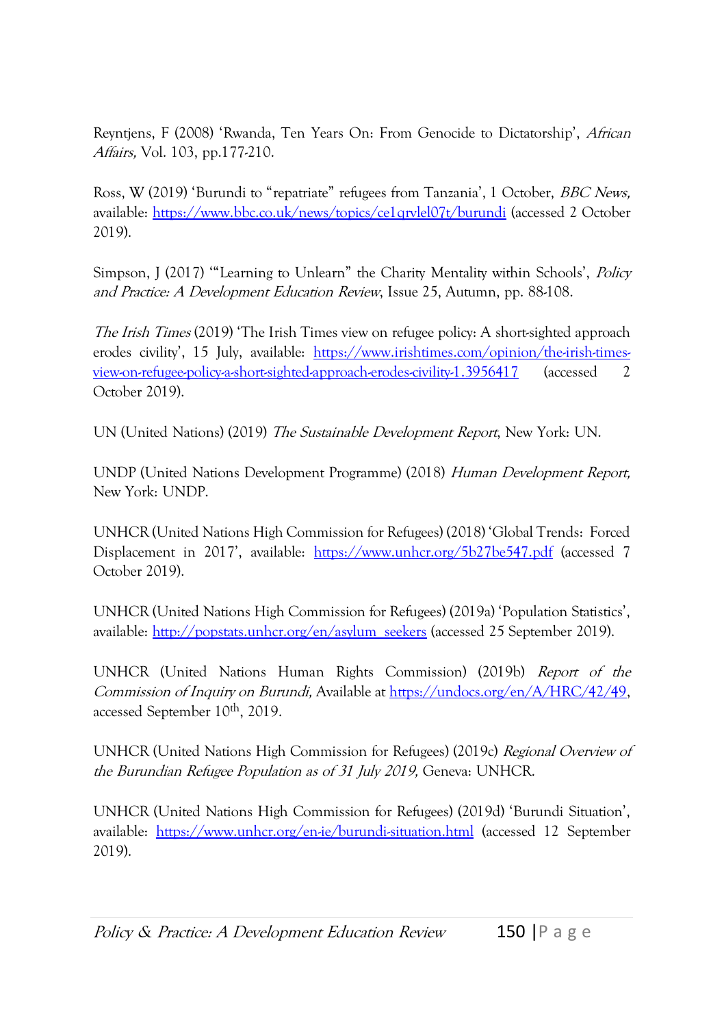Reyntjens, F (2008) 'Rwanda, Ten Years On: From Genocide to Dictatorship', *African Affairs,* Vol. 103, pp.177-210.

Ross, W (2019) 'Burundi to "repatriate" refugees from Tanzania', 1 October, *BBC News,* available: https://www.bbc.co.uk/news/topics/ce1qrvlel07t/burundi (accessed 2 October 2019).

Simpson, J (2017) '"Learning to Unlearn" the Charity Mentality within Schools', *Policy and Practice: A Development Education Review*, Issue 25, Autumn, pp. 88-108.

*The Irish Times* (2019) 'The Irish Times view on refugee policy: A short-sighted approach erodes civility', 15 July, available: https://www.irishtimes.com/opinion/the-irish-times-view-on-refugee-policy-a-short-sighted-approach-erodes-civility-1.3956417 (accessed 2 October 2019).

UN (United Nations) (2019) *The Sustainable Development Report*, New York: UN.

UNDP (United Nations Development Programme) (2018) *Human Development Report,* New York: UNDP.

UNHCR (United Nations High Commission for Refugees) (2018) 'Global Trends: Forced Displacement in 2017', available: https://www.unhcr.org/5b27be547.pdf (accessed 7 October 2019).

UNHCR (United Nations High Commission for Refugees) (2019a) 'Population Statistics', available: http://popstats.unhcr.org/en/asylum_seekers (accessed 25 September 2019).

UNHCR (United Nations Human Rights Commission) (2019b) *Report of the Commission of Inquiry on Burundi,* Available at https://undocs.org/en/A/HRC/42/49, accessed September 10th, 2019.

UNHCR (United Nations High Commission for Refugees) (2019c) *Regional Overview of the Burundian Refugee Population as of 31 July 2019,* Geneva: UNHCR.

UNHCR (United Nations High Commission for Refugees) (2019d) 'Burundi Situation', available: https://www.unhcr.org/en-ie/burundi-situation.html (accessed 12 September 2019).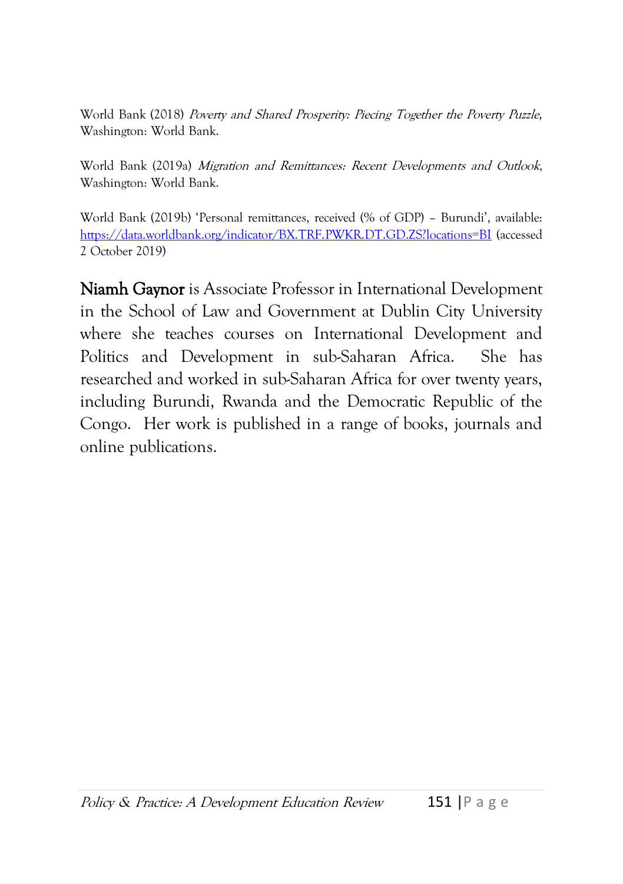World Bank (2018) *Poverty and Shared Prosperity: Piecing Together the Poverty Puzzle,* Washington: World Bank.

World Bank (2019a) *Migration and Remittances: Recent Developments and Outlook*, Washington: World Bank.

World Bank (2019b) 'Personal remittances, received (% of GDP) – Burundi', available: https://data.worldbank.org/indicator/BX.TRF.PWKR.DT.GD.ZS?locations=BI (accessed 2 October 2019)

**Niamh Gaynor** is Associate Professor in International Development in the School of Law and Government at Dublin City University where she teaches courses on International Development and Politics and Development in sub-Saharan Africa. She has researched and worked in sub-Saharan Africa for over twenty years, including Burundi, Rwanda and the Democratic Republic of the Congo. Her work is published in a range of books, journals and online publications.